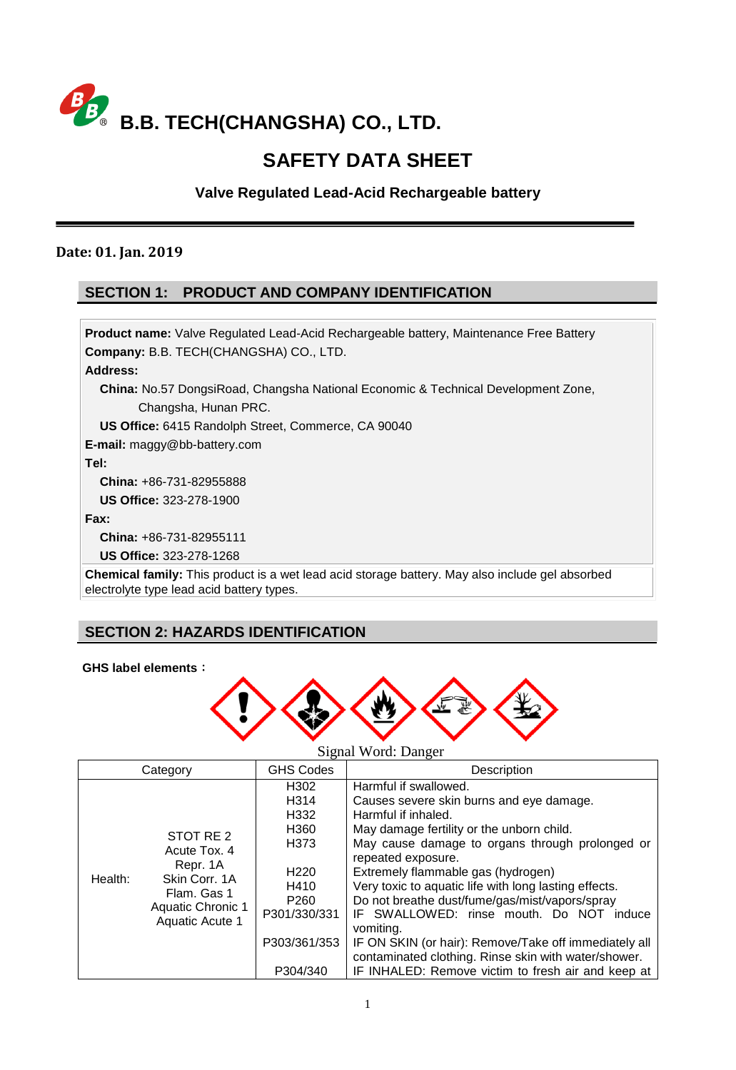# B.B. TECH(CHANGSHA) CO., LTD.

# SAFETY DATA SHEET

**Valve Regulated Lead-Acid Rechargeable battery**

**Date: 01. Jan. 2019**

## SECTION 1: PRODUCT AND COMPANY IDENTIFICATION

**Product name:** Valve Regulated Lead-Acid Rechargeable battery, Maintenance Free Battery

**Company:** B.B. TECH(CHANGSHA) CO., LTD.

**Address:**

**China:** No.57 DongsiRoad, Changsha National Economic & Technical Development Zone, Changsha, Hunan PRC.

**US Office:** 6415 Randolph Street, Commerce, CA 90040

**E-mail:** maggy@bb-battery.com

**Tel:**

**China:** +86-731-82955888

**US Office:** 323-278-1900

**Fax:**

**China:** +86-731-82955111

**US Office:** 323-278-1268

**Chemical family:** This product is a wet lead acid storage battery. May also include gel absorbed electrolyte type lead acid battery types.

## SECTION 2: HAZARDS IDENTIFICATION

**GHS label elements：**

Signal Word: Danger

| Category | | GHS Codes | Description |
|---|---|---|---|
| Health: | STOT RE 2<br>Acute Tox. 4<br>Repr. 1A<br>Skin Corr. 1A<br>Flam. Gas 1<br>Aquatic Chronic 1<br>Aquatic Acute 1 | H302<br>H314<br>H332<br>H360<br>H373<br>H220<br>H410<br>P260<br>P301/330/331<br>P303/361/353<br>P304/340 | Harmful if swallowed.<br>Causes severe skin burns and eye damage.<br>Harmful if inhaled.<br>May damage fertility or the unborn child.<br>May cause damage to organs through prolonged or repeated exposure.<br>Extremely flammable gas (hydrogen)<br>Very toxic to aquatic life with long lasting effects.<br>Do not breathe dust/fume/gas/mist/vapors/spray<br>IF SWALLOWED: rinse mouth. Do NOT induce vomiting.<br>IF ON SKIN (or hair): Remove/Take off immediately all contaminated clothing. Rinse skin with water/shower.<br>IF INHALED: Remove victim to fresh air and keep at |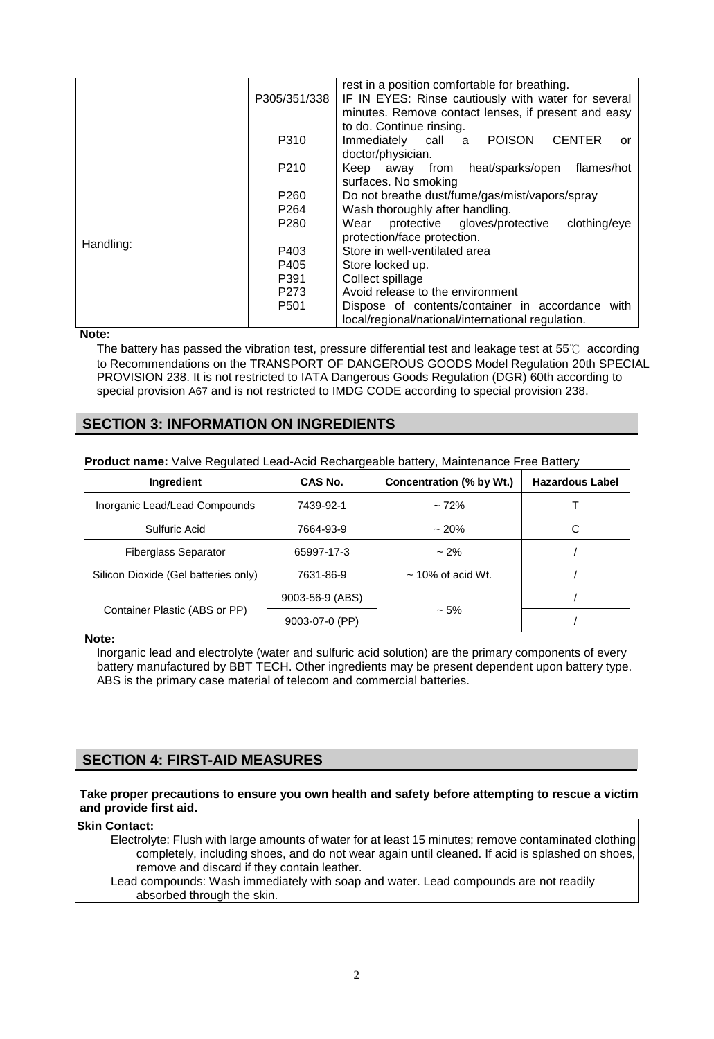| | | |
|---|---|---|
| | | rest in a position comfortable for breathing. |
| | P305/351/338 | IF IN EYES: Rinse cautiously with water for several minutes. Remove contact lenses, if present and easy to do. Continue rinsing. |
| | P310 | Immediately call a POISON CENTER or doctor/physician. |
| Handling: | P210 | Keep away from heat/sparks/open flames/hot surfaces. No smoking |
| | P260 | Do not breathe dust/fume/gas/mist/vapors/spray |
| | P264 | Wash thoroughly after handling. |
| | P280 | Wear protective gloves/protective clothing/eye protection/face protection. |
| | P403 | Store in well-ventilated area |
| | P405 | Store locked up. |
| | P391 | Collect spillage |
| | P273 | Avoid release to the environment |
| | P501 | Dispose of contents/container in accordance with local/regional/national/international regulation. |

**Note:**

The battery has passed the vibration test, pressure differential test and leakage test at 55℃ according to Recommendations on the TRANSPORT OF DANGEROUS GOODS Model Regulation 20th SPECIAL PROVISION 238. It is not restricted to IATA Dangerous Goods Regulation (DGR) 60th according to special provision A67 and is not restricted to IMDG CODE according to special provision 238.

## SECTION 3: INFORMATION ON INGREDIENTS

**Product name:** Valve Regulated Lead-Acid Rechargeable battery, Maintenance Free Battery

| Ingredient | CAS No. | Concentration (% by Wt.) | Hazardous Label |
|---|---|---|---|
| Inorganic Lead/Lead Compounds | 7439-92-1 | ~ 72% | T |
| Sulfuric Acid | 7664-93-9 | ~ 20% | C |
| Fiberglass Separator | 65997-17-3 | ~ 2% | / |
| Silicon Dioxide (Gel batteries only) | 7631-86-9 | ~ 10% of acid Wt. | / |
| Container Plastic (ABS or PP) | 9003-56-9 (ABS) | ~ 5% | / |
| | 9003-07-0 (PP) | | / |

**Note:**

Inorganic lead and electrolyte (water and sulfuric acid solution) are the primary components of every battery manufactured by BBT TECH. Other ingredients may be present dependent upon battery type. ABS is the primary case material of telecom and commercial batteries.

## SECTION 4: FIRST-AID MEASURES

**Take proper precautions to ensure you own health and safety before attempting to rescue a victim and provide first aid.**

**Skin Contact:**

Electrolyte: Flush with large amounts of water for at least 15 minutes; remove contaminated clothing completely, including shoes, and do not wear again until cleaned. If acid is splashed on shoes, remove and discard if they contain leather.

Lead compounds: Wash immediately with soap and water. Lead compounds are not readily absorbed through the skin.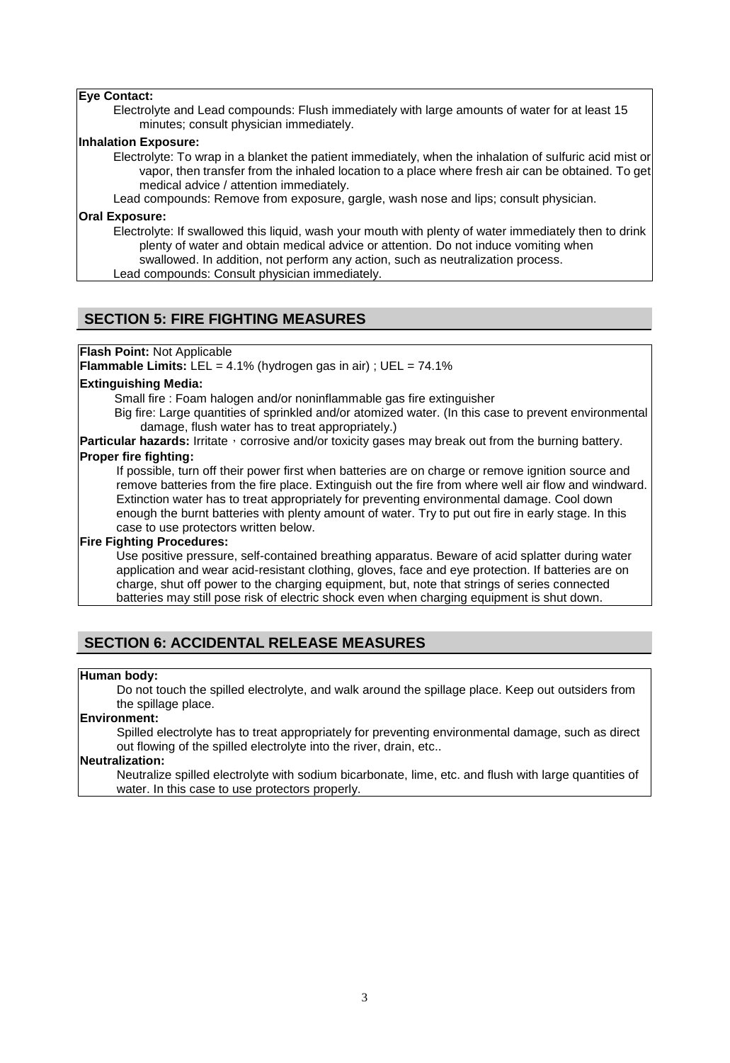**Eye Contact:**

Electrolyte and Lead compounds: Flush immediately with large amounts of water for at least 15 minutes; consult physician immediately.

**Inhalation Exposure:**

Electrolyte: To wrap in a blanket the patient immediately, when the inhalation of sulfuric acid mist or vapor, then transfer from the inhaled location to a place where fresh air can be obtained. To get medical advice / attention immediately.

Lead compounds: Remove from exposure, gargle, wash nose and lips; consult physician.

**Oral Exposure:**

Electrolyte: If swallowed this liquid, wash your mouth with plenty of water immediately then to drink plenty of water and obtain medical advice or attention. Do not induce vomiting when swallowed. In addition, not perform any action, such as neutralization process.

Lead compounds: Consult physician immediately.

## SECTION 5: FIRE FIGHTING MEASURES

**Flash Point:** Not Applicable

**Flammable Limits:** LEL = 4.1% (hydrogen gas in air) ; UEL = 74.1%

**Extinguishing Media:**

Small fire : Foam halogen and/or noninflammable gas fire extinguisher

Big fire: Large quantities of sprinkled and/or atomized water. (In this case to prevent environmental damage, flush water has to treat appropriately.)

**Particular hazards:** Irritate，corrosive and/or toxicity gases may break out from the burning battery.

**Proper fire fighting:**

If possible, turn off their power first when batteries are on charge or remove ignition source and remove batteries from the fire place. Extinguish out the fire from where well air flow and windward. Extinction water has to treat appropriately for preventing environmental damage. Cool down enough the burnt batteries with plenty amount of water. Try to put out fire in early stage. In this case to use protectors written below.

**Fire Fighting Procedures:**

Use positive pressure, self-contained breathing apparatus. Beware of acid splatter during water application and wear acid-resistant clothing, gloves, face and eye protection. If batteries are on charge, shut off power to the charging equipment, but, note that strings of series connected batteries may still pose risk of electric shock even when charging equipment is shut down.

## SECTION 6: ACCIDENTAL RELEASE MEASURES

**Human body:**

Do not touch the spilled electrolyte, and walk around the spillage place. Keep out outsiders from the spillage place.

**Environment:**

Spilled electrolyte has to treat appropriately for preventing environmental damage, such as direct out flowing of the spilled electrolyte into the river, drain, etc..

**Neutralization:**

Neutralize spilled electrolyte with sodium bicarbonate, lime, etc. and flush with large quantities of water. In this case to use protectors properly.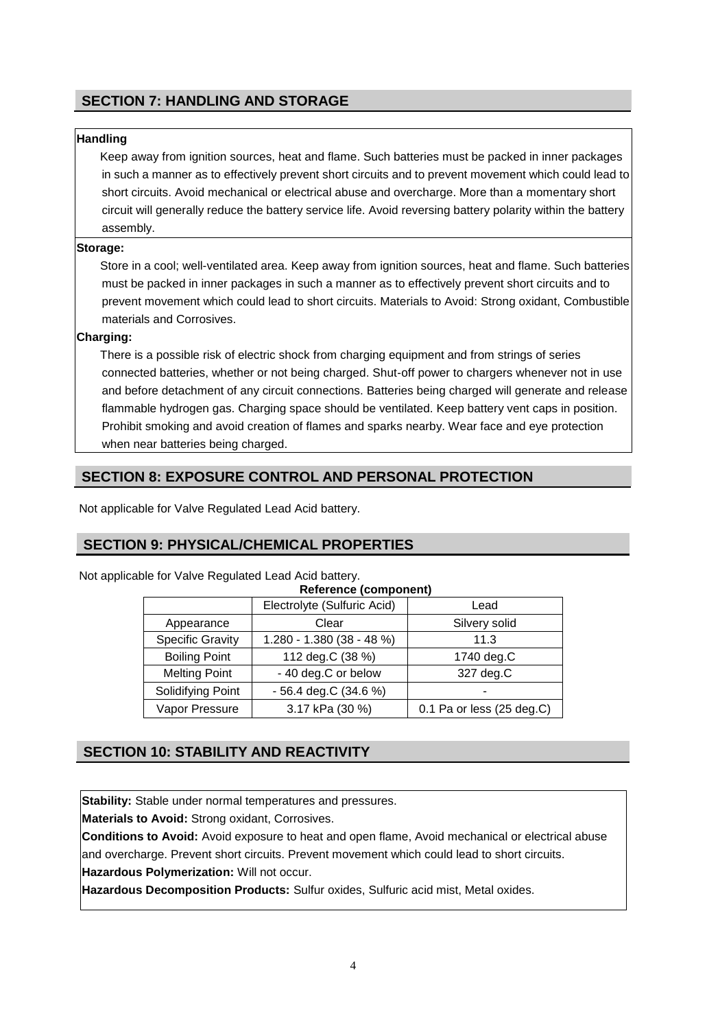## SECTION 7: HANDLING AND STORAGE

**Handling**

Keep away from ignition sources, heat and flame. Such batteries must be packed in inner packages in such a manner as to effectively prevent short circuits and to prevent movement which could lead to short circuits. Avoid mechanical or electrical abuse and overcharge. More than a momentary short circuit will generally reduce the battery service life. Avoid reversing battery polarity within the battery assembly.

**Storage:**

Store in a cool; well-ventilated area. Keep away from ignition sources, heat and flame. Such batteries must be packed in inner packages in such a manner as to effectively prevent short circuits and to prevent movement which could lead to short circuits. Materials to Avoid: Strong oxidant, Combustible materials and Corrosives.

**Charging:**

There is a possible risk of electric shock from charging equipment and from strings of series connected batteries, whether or not being charged. Shut-off power to chargers whenever not in use and before detachment of any circuit connections. Batteries being charged will generate and release flammable hydrogen gas. Charging space should be ventilated. Keep battery vent caps in position. Prohibit smoking and avoid creation of flames and sparks nearby. Wear face and eye protection when near batteries being charged.

## SECTION 8: EXPOSURE CONTROL AND PERSONAL PROTECTION

Not applicable for Valve Regulated Lead Acid battery.

## SECTION 9: PHYSICAL/CHEMICAL PROPERTIES

Not applicable for Valve Regulated Lead Acid battery.

**Reference (component)**

| | Electrolyte (Sulfuric Acid) | Lead |
|---|---|---|
| Appearance | Clear | Silvery solid |
| Specific Gravity | 1.280 - 1.380 (38 - 48 %) | 11.3 |
| Boiling Point | 112 deg.C (38 %) | 1740 deg.C |
| Melting Point | - 40 deg.C or below | 327 deg.C |
| Solidifying Point | - 56.4 deg.C (34.6 %) | - |
| Vapor Pressure | 3.17 kPa (30 %) | 0.1 Pa or less (25 deg.C) |

## SECTION 10: STABILITY AND REACTIVITY

**Stability:** Stable under normal temperatures and pressures.

**Materials to Avoid:** Strong oxidant, Corrosives.

**Conditions to Avoid:** Avoid exposure to heat and open flame, Avoid mechanical or electrical abuse and overcharge. Prevent short circuits. Prevent movement which could lead to short circuits.

**Hazardous Polymerization:** Will not occur.

**Hazardous Decomposition Products:** Sulfur oxides, Sulfuric acid mist, Metal oxides.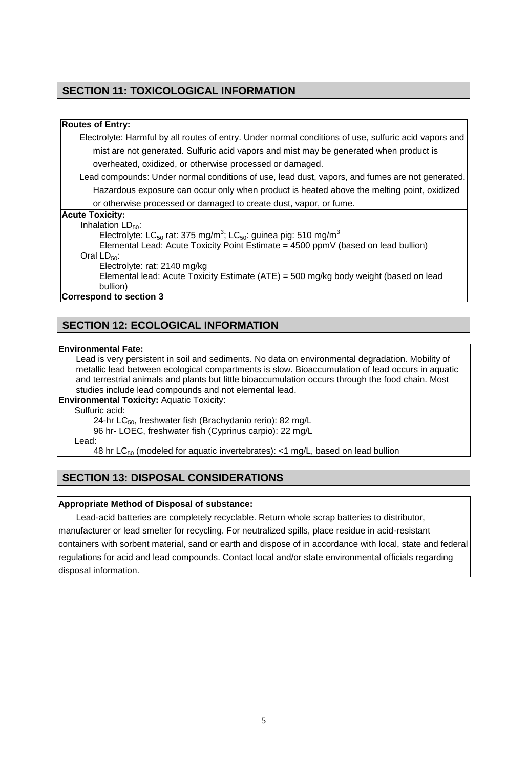## SECTION 11: TOXICOLOGICAL INFORMATION

**Routes of Entry:**

Electrolyte: Harmful by all routes of entry. Under normal conditions of use, sulfuric acid vapors and mist are not generated. Sulfuric acid vapors and mist may be generated when product is overheated, oxidized, or otherwise processed or damaged.

Lead compounds: Under normal conditions of use, lead dust, vapors, and fumes are not generated. Hazardous exposure can occur only when product is heated above the melting point, oxidized or otherwise processed or damaged to create dust, vapor, or fume.

**Acute Toxicity:**

Inhalation $LD_{50}$:

Electrolyte: $LC_{50}$ rat: 375 mg/m$^3$; $LC_{50}$: guinea pig: 510 mg/m$^3$

Elemental Lead: Acute Toxicity Point Estimate = 4500 ppmV (based on lead bullion)

Oral $LD_{50}$:

Electrolyte: rat: 2140 mg/kg

Elemental lead: Acute Toxicity Estimate (ATE) = 500 mg/kg body weight (based on lead bullion)

**Correspond to section 3**

## SECTION 12: ECOLOGICAL INFORMATION

**Environmental Fate:**

Lead is very persistent in soil and sediments. No data on environmental degradation. Mobility of metallic lead between ecological compartments is slow. Bioaccumulation of lead occurs in aquatic and terrestrial animals and plants but little bioaccumulation occurs through the food chain. Most studies include lead compounds and not elemental lead.

**Environmental Toxicity:** Aquatic Toxicity:

Sulfuric acid:

24-hr $LC_{50}$, freshwater fish (Brachydanio rerio): 82 mg/L

96 hr- LOEC, freshwater fish (Cyprinus carpio): 22 mg/L

Lead:

48 hr $LC_{50}$ (modeled for aquatic invertebrates): <1 mg/L, based on lead bullion

## SECTION 13: DISPOSAL CONSIDERATIONS

**Appropriate Method of Disposal of substance:**

Lead-acid batteries are completely recyclable. Return whole scrap batteries to distributor, manufacturer or lead smelter for recycling. For neutralized spills, place residue in acid-resistant containers with sorbent material, sand or earth and dispose of in accordance with local, state and federal regulations for acid and lead compounds. Contact local and/or state environmental officials regarding disposal information.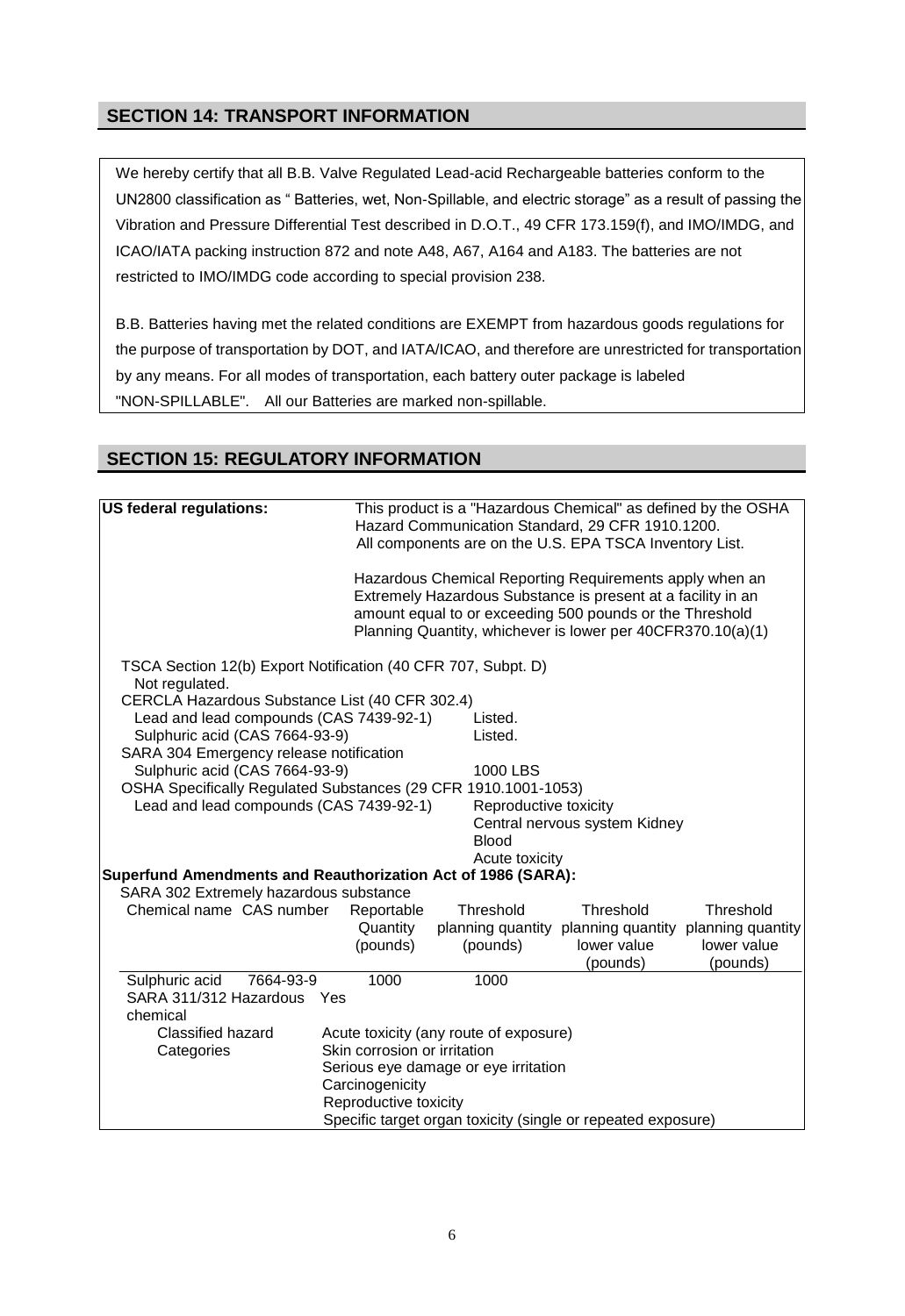## SECTION 14: TRANSPORT INFORMATION

We hereby certify that all B.B. Valve Regulated Lead-acid Rechargeable batteries conform to the UN2800 classification as " Batteries, wet, Non-Spillable, and electric storage" as a result of passing the Vibration and Pressure Differential Test described in D.O.T., 49 CFR 173.159(f), and IMO/IMDG, and ICAO/IATA packing instruction 872 and note A48, A67, A164 and A183. The batteries are not restricted to IMO/IMDG code according to special provision 238.

B.B. Batteries having met the related conditions are EXEMPT from hazardous goods regulations for the purpose of transportation by DOT, and IATA/ICAO, and therefore are unrestricted for transportation by any means. For all modes of transportation, each battery outer package is labeled "NON-SPILLABLE". All our Batteries are marked non-spillable.

## SECTION 15: REGULATORY INFORMATION

**US federal regulations:**

This product is a "Hazardous Chemical" as defined by the OSHA Hazard Communication Standard, 29 CFR 1910.1200.
All components are on the U.S. EPA TSCA Inventory List.

Hazardous Chemical Reporting Requirements apply when an Extremely Hazardous Substance is present at a facility in an amount equal to or exceeding 500 pounds or the Threshold Planning Quantity, whichever is lower per 40CFR370.10(a)(1)

TSCA Section 12(b) Export Notification (40 CFR 707, Subpt. D)
Not regulated.

CERCLA Hazardous Substance List (40 CFR 302.4)

| | |
|---|---|
| Lead and lead compounds (CAS 7439-92-1) | Listed. |
| Sulphuric acid (CAS 7664-93-9) | Listed. |

SARA 304 Emergency release notification

| | |
|---|---|
| Sulphuric acid (CAS 7664-93-9) | 1000 LBS |

OSHA Specifically Regulated Substances (29 CFR 1910.1001-1053)

| | |
|---|---|
| Lead and lead compounds (CAS 7439-92-1) | Reproductive toxicity<br>Central nervous system Kidney<br>Blood<br>Acute toxicity |

**Superfund Amendments and Reauthorization Act of 1986 (SARA):**

SARA 302 Extremely hazardous substance

| Chemical name | CAS number | Reportable Quantity (pounds) | Threshold planning quantity (pounds) | Threshold planning quantity lower value (pounds) | Threshold planning quantity lower value (pounds) |
|---|---|---|---|---|---|
| Sulphuric acid | 7664-93-9 | 1000 | 1000 | | |

SARA 311/312 Hazardous chemical: Yes

Classified hazard Categories:
- Acute toxicity (any route of exposure)
- Skin corrosion or irritation
- Serious eye damage or eye irritation
- Carcinogenicity
- Reproductive toxicity
- Specific target organ toxicity (single or repeated exposure)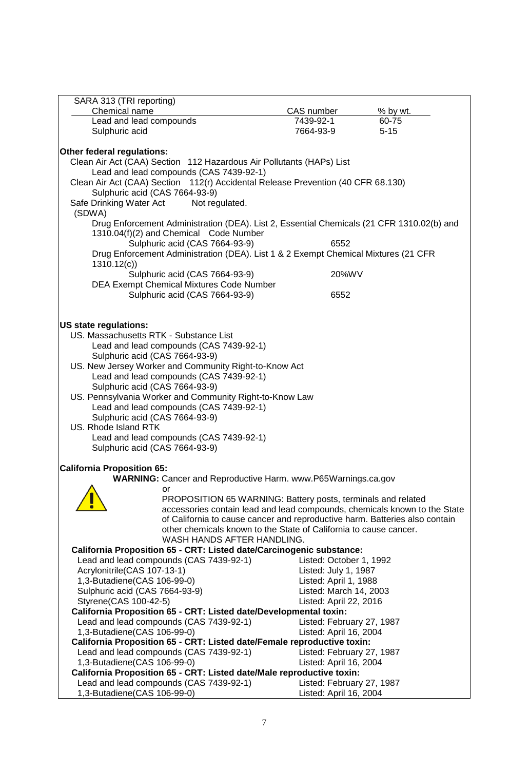SARA 313 (TRI reporting)

| Chemical name | CAS number | % by wt. |
|---|---|---|
| Lead and lead compounds | 7439-92-1 | 60-75 |
| Sulphuric acid | 7664-93-9 | 5-15 |

**Other federal regulations:**

Clean Air Act (CAA) Section 112 Hazardous Air Pollutants (HAPs) List
Lead and lead compounds (CAS 7439-92-1)

Clean Air Act (CAA) Section 112(r) Accidental Release Prevention (40 CFR 68.130)
Sulphuric acid (CAS 7664-93-9)

Safe Drinking Water Act (SDWA) Not regulated.

Drug Enforcement Administration (DEA). List 2, Essential Chemicals (21 CFR 1310.02(b) and 1310.04(f)(2) and Chemical Code Number

| | |
|---|---|
| Sulphuric acid (CAS 7664-93-9) | 6552 |

Drug Enforcement Administration (DEA). List 1 & 2 Exempt Chemical Mixtures (21 CFR 1310.12(c))

| | |
|---|---|
| Sulphuric acid (CAS 7664-93-9) | 20%WV |

DEA Exempt Chemical Mixtures Code Number

| | |
|---|---|
| Sulphuric acid (CAS 7664-93-9) | 6552 |

**US state regulations:**

US. Massachusetts RTK - Substance List
Lead and lead compounds (CAS 7439-92-1)
Sulphuric acid (CAS 7664-93-9)

US. New Jersey Worker and Community Right-to-Know Act
Lead and lead compounds (CAS 7439-92-1)
Sulphuric acid (CAS 7664-93-9)

US. Pennsylvania Worker and Community Right-to-Know Law
Lead and lead compounds (CAS 7439-92-1)
Sulphuric acid (CAS 7664-93-9)

US. Rhode Island RTK
Lead and lead compounds (CAS 7439-92-1)
Sulphuric acid (CAS 7664-93-9)

**California Proposition 65:**

**WARNING:** Cancer and Reproductive Harm. www.P65Warnings.ca.gov

or

PROPOSITION 65 WARNING: Battery posts, terminals and related accessories contain lead and lead compounds, chemicals known to the State of California to cause cancer and reproductive harm. Batteries also contain other chemicals known to the State of California to cause cancer.
WASH HANDS AFTER HANDLING.

**California Proposition 65 - CRT: Listed date/Carcinogenic substance:**

| | |
|---|---|
| Lead and lead compounds (CAS 7439-92-1) | Listed: October 1, 1992 |
| Acrylonitrile(CAS 107-13-1) | Listed: July 1, 1987 |
| 1,3-Butadiene(CAS 106-99-0) | Listed: April 1, 1988 |
| Sulphuric acid (CAS 7664-93-9) | Listed: March 14, 2003 |
| Styrene(CAS 100-42-5) | Listed: April 22, 2016 |

**California Proposition 65 - CRT: Listed date/Developmental toxin:**

| | |
|---|---|
| Lead and lead compounds (CAS 7439-92-1) | Listed: February 27, 1987 |
| 1,3-Butadiene(CAS 106-99-0) | Listed: April 16, 2004 |

**California Proposition 65 - CRT: Listed date/Female reproductive toxin:**

| | |
|---|---|
| Lead and lead compounds (CAS 7439-92-1) | Listed: February 27, 1987 |
| 1,3-Butadiene(CAS 106-99-0) | Listed: April 16, 2004 |

**California Proposition 65 - CRT: Listed date/Male reproductive toxin:**

| | |
|---|---|
| Lead and lead compounds (CAS 7439-92-1) | Listed: February 27, 1987 |
| 1,3-Butadiene(CAS 106-99-0) | Listed: April 16, 2004 |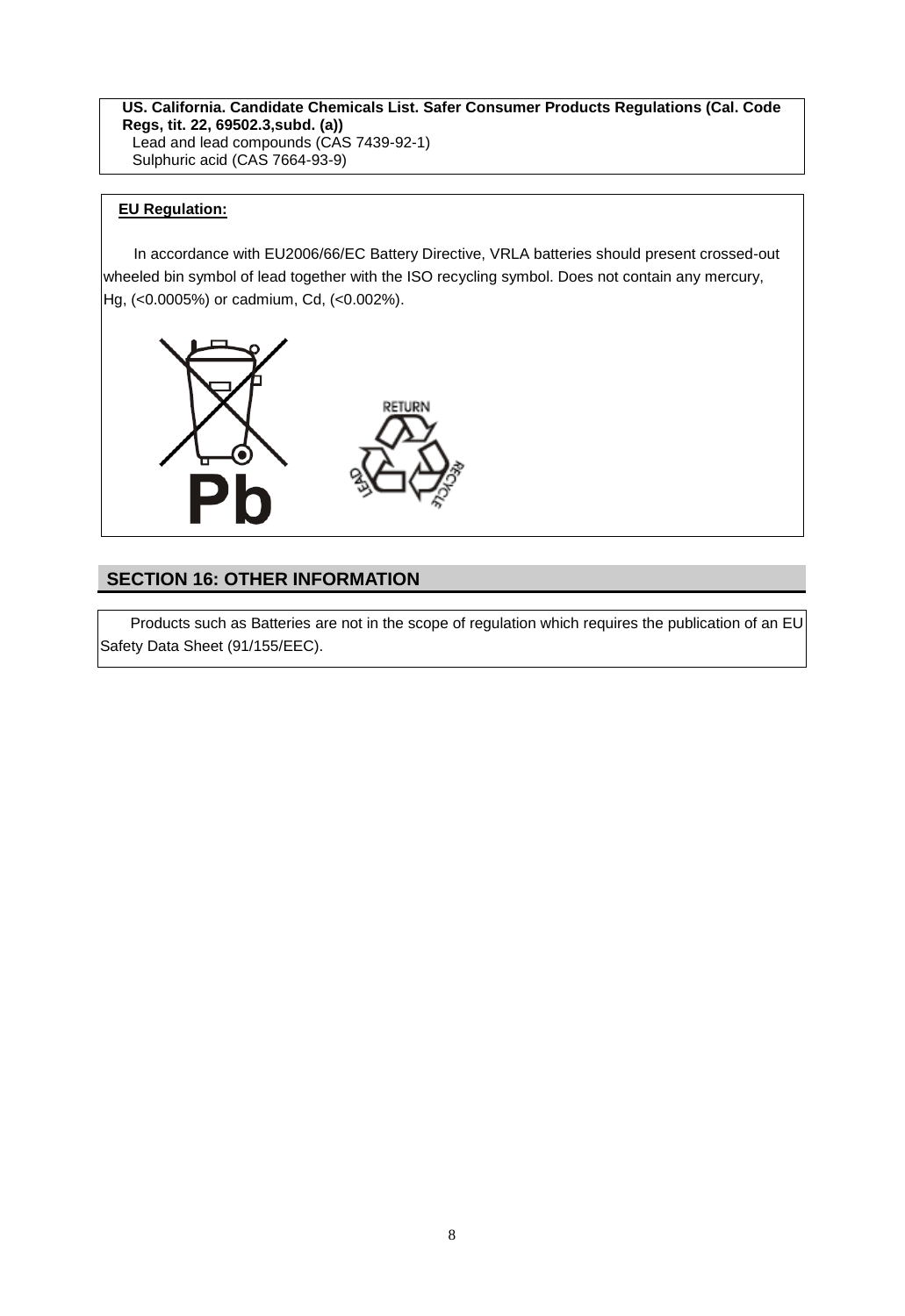**US. California. Candidate Chemicals List. Safer Consumer Products Regulations (Cal. Code Regs, tit. 22, 69502.3,subd. (a))**

Lead and lead compounds (CAS 7439-92-1)

Sulphuric acid (CAS 7664-93-9)

**EU Regulation:**

In accordance with EU2006/66/EC Battery Directive, VRLA batteries should present crossed-out wheeled bin symbol of lead together with the ISO recycling symbol. Does not contain any mercury, Hg, (<0.0005%) or cadmium, Cd, (<0.002%).

Pb

RETURN

LEAD

RECYCLE

## SECTION 16: OTHER INFORMATION

Products such as Batteries are not in the scope of regulation which requires the publication of an EU Safety Data Sheet (91/155/EEC).